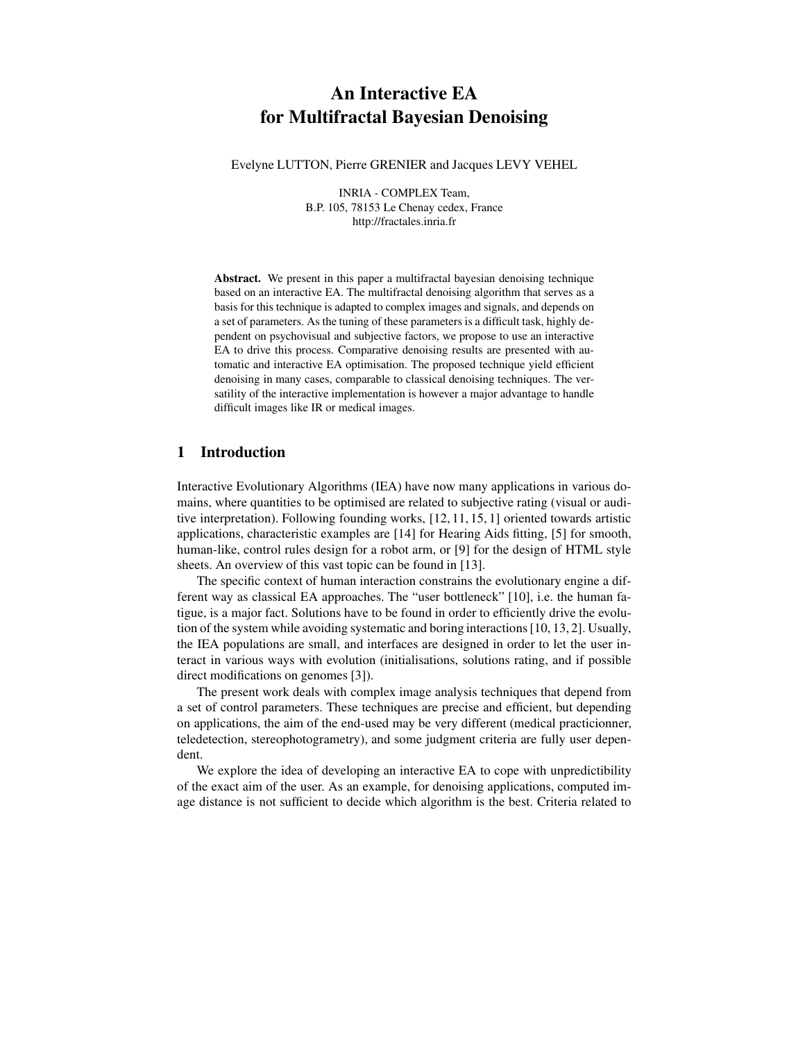# An Interactive EA for Multifractal Bayesian Denoising

Evelyne LUTTON, Pierre GRENIER and Jacques LEVY VEHEL

INRIA - COMPLEX Team,
B.P. 105, 78153 Le Chenay cedex, France
http://fractales.inria.fr

**Abstract.** We present in this paper a multifractal bayesian denoising technique based on an interactive EA. The multifractal denoising algorithm that serves as a basis for this technique is adapted to complex images and signals, and depends on a set of parameters. As the tuning of these parameters is a difficult task, highly dependent on psychovisual and subjective factors, we propose to use an interactive EA to drive this process. Comparative denoising results are presented with automatic and interactive EA optimisation. The proposed technique yield efficient denoising in many cases, comparable to classical denoising techniques. The versatility of the interactive implementation is however a major advantage to handle difficult images like IR or medical images.

## 1 Introduction

Interactive Evolutionary Algorithms (IEA) have now many applications in various domains, where quantities to be optimised are related to subjective rating (visual or auditive interpretation). Following founding works, [12, 11, 15, 1] oriented towards artistic applications, characteristic examples are [14] for Hearing Aids fitting, [5] for smooth, human-like, control rules design for a robot arm, or [9] for the design of HTML style sheets. An overview of this vast topic can be found in [13].

The specific context of human interaction constrains the evolutionary engine a different way as classical EA approaches. The "user bottleneck" [10], i.e. the human fatigue, is a major fact. Solutions have to be found in order to efficiently drive the evolution of the system while avoiding systematic and boring interactions [10, 13, 2]. Usually, the IEA populations are small, and interfaces are designed in order to let the user interact in various ways with evolution (initialisations, solutions rating, and if possible direct modifications on genomes [3]).

The present work deals with complex image analysis techniques that depend from a set of control parameters. These techniques are precise and efficient, but depending on applications, the aim of the end-used may be very different (medical practicionner, teledetection, stereophotogrametry), and some judgment criteria are fully user dependent.

We explore the idea of developing an interactive EA to cope with unpredictibility of the exact aim of the user. As an example, for denoising applications, computed image distance is not sufficient to decide which algorithm is the best. Criteria related to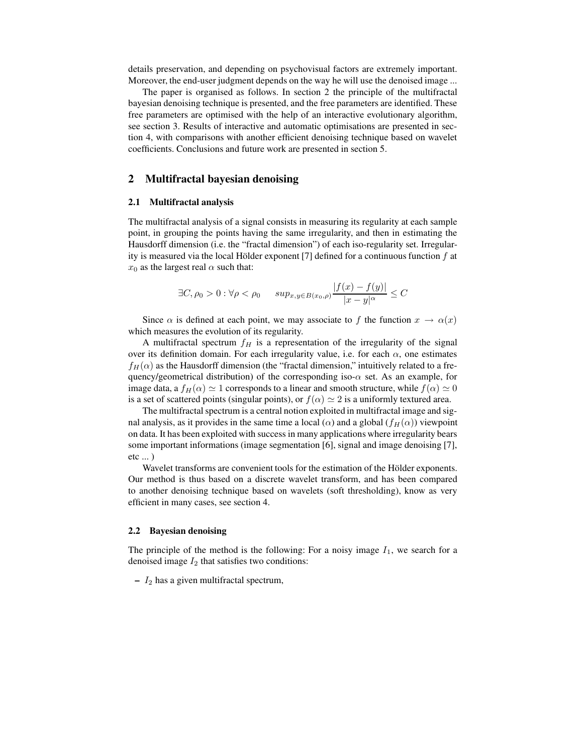details preservation, and depending on psychovisual factors are extremely important. Moreover, the end-user judgment depends on the way he will use the denoised image ...

The paper is organised as follows. In section 2 the principle of the multifractal bayesian denoising technique is presented, and the free parameters are identified. These free parameters are optimised with the help of an interactive evolutionary algorithm, see section 3. Results of interactive and automatic optimisations are presented in section 4, with comparisons with another efficient denoising technique based on wavelet coefficients. Conclusions and future work are presented in section 5.

## 2 Multifractal bayesian denoising

### 2.1 Multifractal analysis

The multifractal analysis of a signal consists in measuring its regularity at each sample point, in grouping the points having the same irregularity, and then in estimating the Hausdorff dimension (i.e. the "fractal dimension") of each iso-regularity set. Irregularity is measured via the local Hölder exponent [7] defined for a continuous function $f$ at $x_0$ as the largest real $\alpha$ such that:

$$\exists C, \rho_0 > 0 : \forall \rho < \rho_0 \qquad sup_{x,y \in B(x_0,\rho)} \frac{|f(x) - f(y)|}{|x - y|^{\alpha}} \leq C$$

Since $\alpha$ is defined at each point, we may associate to $f$ the function $x \rightarrow \alpha(x)$ which measures the evolution of its regularity.

A multifractal spectrum $f_H$ is a representation of the irregularity of the signal over its definition domain. For each irregularity value, i.e. for each $\alpha$, one estimates $f_H(\alpha)$ as the Hausdorff dimension (the "fractal dimension," intuitively related to a frequency/geometrical distribution) of the corresponding iso-$\alpha$ set. As an example, for image data, a $f_H(\alpha) \simeq 1$ corresponds to a linear and smooth structure, while $f(\alpha) \simeq 0$ is a set of scattered points (singular points), or $f(\alpha) \simeq 2$ is a uniformly textured area.

The multifractal spectrum is a central notion exploited in multifractal image and signal analysis, as it provides in the same time a local ($\alpha$) and a global ($f_H(\alpha)$) viewpoint on data. It has been exploited with success in many applications where irregularity bears some important informations (image segmentation [6], signal and image denoising [7], etc ... )

Wavelet transforms are convenient tools for the estimation of the Hölder exponents. Our method is thus based on a discrete wavelet transform, and has been compared to another denoising technique based on wavelets (soft thresholding), know as very efficient in many cases, see section 4.

### 2.2 Bayesian denoising

The principle of the method is the following: For a noisy image $I_1$, we search for a denoised image $I_2$ that satisfies two conditions:

- $I_2$ has a given multifractal spectrum,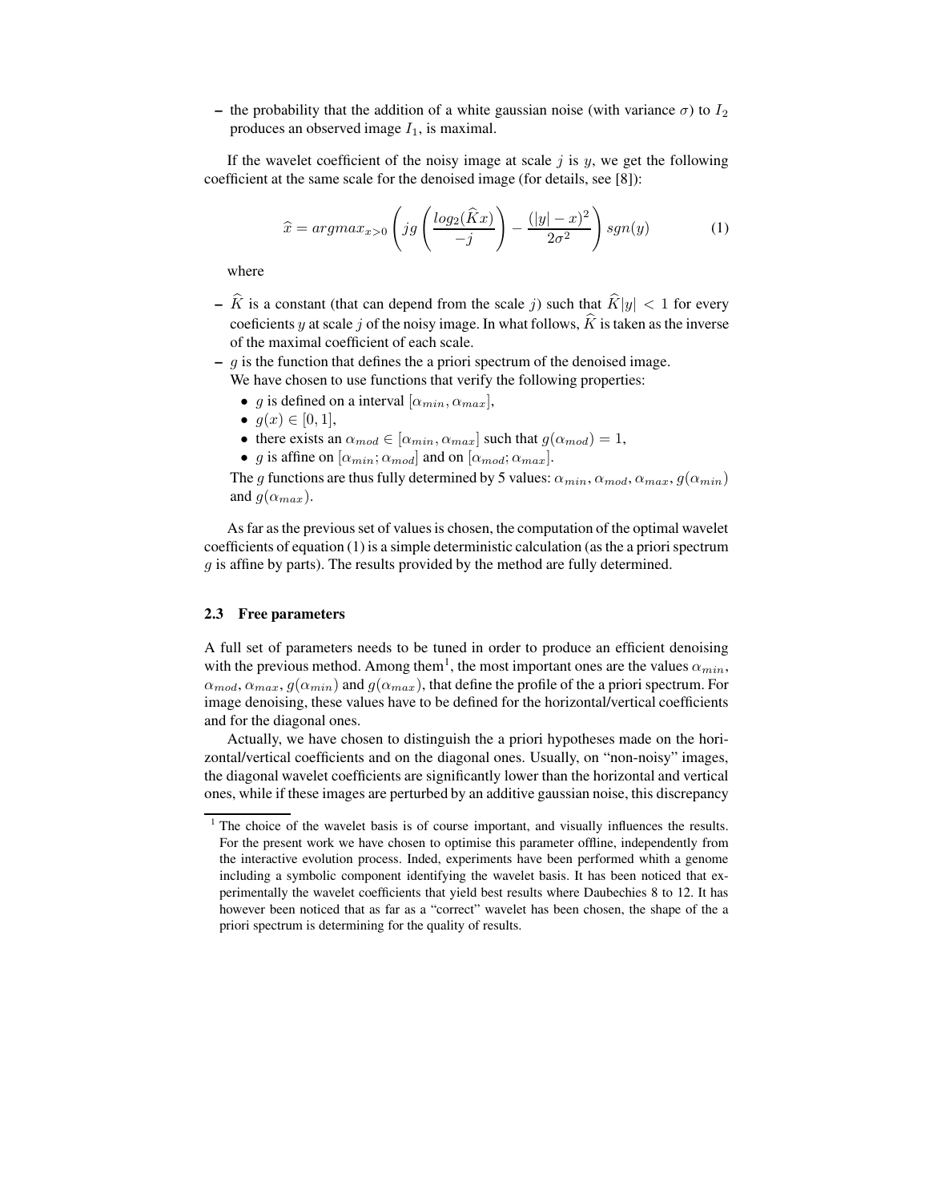– the probability that the addition of a white gaussian noise (with variance $\sigma$) to $I_2$ produces an observed image $I_1$, is maximal.

If the wavelet coefficient of the noisy image at scale $j$ is $y$, we get the following coefficient at the same scale for the denoised image (for details, see [8]):

$$\widehat{x} = argmax_{x>0} \left( jg \left( \frac{log_2(\widehat{K}x)}{-j} \right) - \frac{(|y| - x)^2}{2\sigma^2} \right) sgn(y) \tag{1}$$

where

– $\widehat{K}$ is a constant (that can depend from the scale $j$) such that $\widehat{K}|y| < 1$ for every coeficients $y$ at scale $j$ of the noisy image. In what follows, $\widehat{K}$ is taken as the inverse of the maximal coefficient of each scale.
– $g$ is the function that defines the a priori spectrum of the denoised image. We have chosen to use functions that verify the following properties:
  - $g$ is defined on a interval $[\alpha_{min}, \alpha_{max}]$,
  - $g(x) \in [0, 1]$,
  - there exists an $\alpha_{mod} \in [\alpha_{min}, \alpha_{max}]$ such that $g(\alpha_{mod}) = 1$,
  - $g$ is affine on $[\alpha_{min}; \alpha_{mod}]$ and on $[\alpha_{mod}; \alpha_{max}]$.

  The $g$ functions are thus fully determined by 5 values: $\alpha_{min}$, $\alpha_{mod}$, $\alpha_{max}$, $g(\alpha_{min})$ and $g(\alpha_{max})$.

As far as the previous set of values is chosen, the computation of the optimal wavelet coefficients of equation (1) is a simple deterministic calculation (as the a priori spectrum $g$ is affine by parts). The results provided by the method are fully determined.

### 2.3 Free parameters

A full set of parameters needs to be tuned in order to produce an efficient denoising with the previous method. Among them[1], the most important ones are the values $\alpha_{min}$, $\alpha_{mod}$, $\alpha_{max}$, $g(\alpha_{min})$ and $g(\alpha_{max})$, that define the profile of the a priori spectrum. For image denoising, these values have to be defined for the horizontal/vertical coefficients and for the diagonal ones.

Actually, we have chosen to distinguish the a priori hypotheses made on the horizontal/vertical coefficients and on the diagonal ones. Usually, on "non-noisy" images, the diagonal wavelet coefficients are significantly lower than the horizontal and vertical ones, while if these images are perturbed by an additive gaussian noise, this discrepancy

[1] The choice of the wavelet basis is of course important, and visually influences the results. For the present work we have chosen to optimise this parameter offline, independently from the interactive evolution process. Inded, experiments have been performed whith a genome including a symbolic component identifying the wavelet basis. It has been noticed that experimentally the wavelet coefficients that yield best results where Daubechies 8 to 12. It has however been noticed that as far as a "correct" wavelet has been chosen, the shape of the a priori spectrum is determining for the quality of results.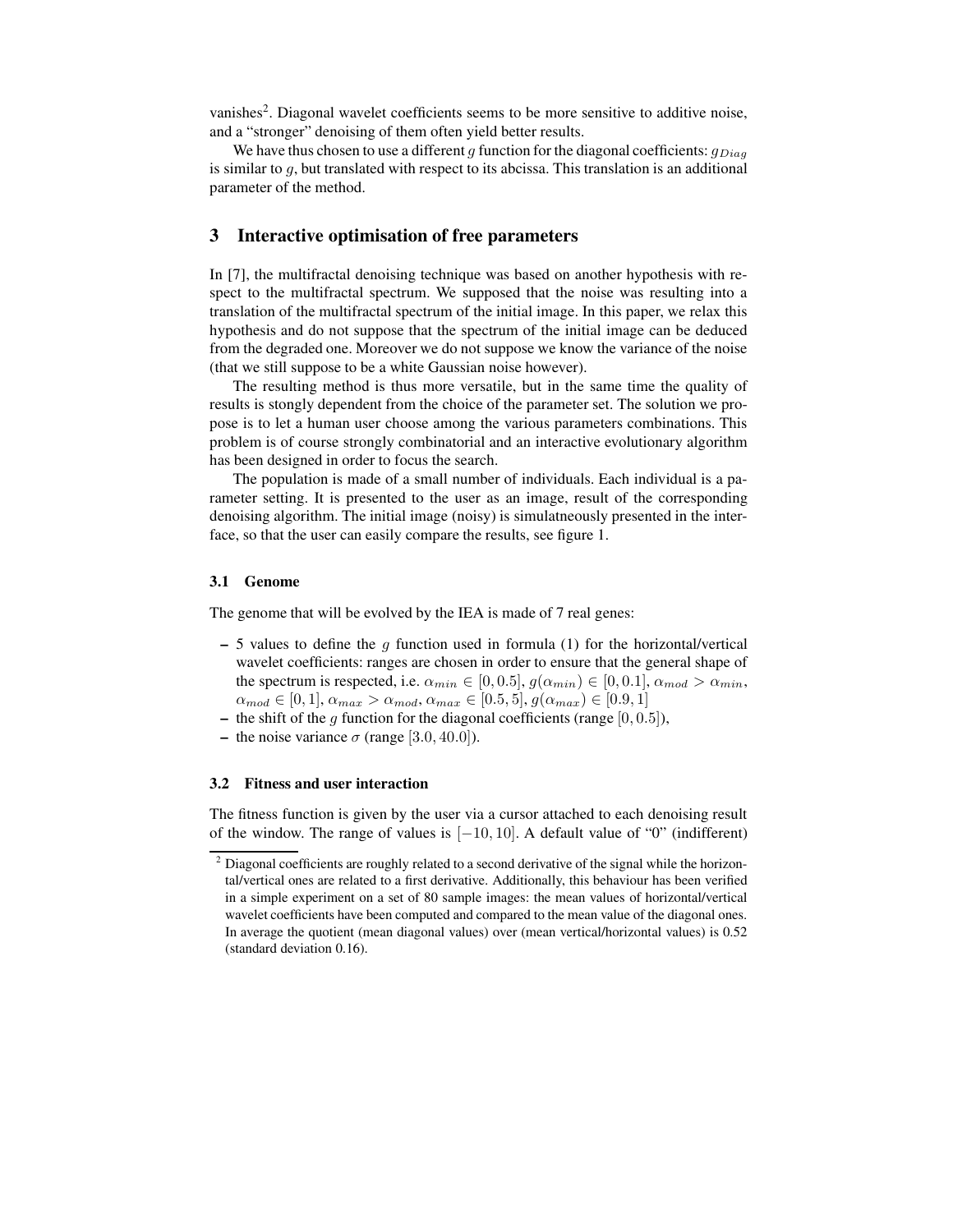vanishes[2]. Diagonal wavelet coefficients seems to be more sensitive to additive noise, and a "stronger" denoising of them often yield better results.

We have thus chosen to use a different $g$ function for the diagonal coefficients: $g_{Diag}$ is similar to $g$, but translated with respect to its abcissa. This translation is an additional parameter of the method.

## 3 Interactive optimisation of free parameters

In [7], the multifractal denoising technique was based on another hypothesis with respect to the multifractal spectrum. We supposed that the noise was resulting into a translation of the multifractal spectrum of the initial image. In this paper, we relax this hypothesis and do not suppose that the spectrum of the initial image can be deduced from the degraded one. Moreover we do not suppose we know the variance of the noise (that we still suppose to be a white Gaussian noise however).

The resulting method is thus more versatile, but in the same time the quality of results is stongly dependent from the choice of the parameter set. The solution we propose is to let a human user choose among the various parameters combinations. This problem is of course strongly combinatorial and an interactive evolutionary algorithm has been designed in order to focus the search.

The population is made of a small number of individuals. Each individual is a parameter setting. It is presented to the user as an image, result of the corresponding denoising algorithm. The initial image (noisy) is simulatneously presented in the interface, so that the user can easily compare the results, see figure 1.

### 3.1 Genome

The genome that will be evolved by the IEA is made of 7 real genes:

- 5 values to define the $g$ function used in formula (1) for the horizontal/vertical wavelet coefficients: ranges are chosen in order to ensure that the general shape of the spectrum is respected, i.e. $\alpha_{min} \in [0, 0.5]$, $g(\alpha_{min}) \in [0, 0.1]$, $\alpha_{mod} > \alpha_{min}$, $\alpha_{mod} \in [0, 1]$, $\alpha_{max} > \alpha_{mod}$, $\alpha_{max} \in [0.5, 5]$, $g(\alpha_{max}) \in [0.9, 1]$
- the shift of the $g$ function for the diagonal coefficients (range $[0, 0.5]$),
- the noise variance $\sigma$ (range $[3.0, 40.0]$).

### 3.2 Fitness and user interaction

The fitness function is given by the user via a cursor attached to each denoising result of the window. The range of values is $[-10, 10]$. A default value of "0" (indifferent)

[2] Diagonal coefficients are roughly related to a second derivative of the signal while the horizontal/vertical ones are related to a first derivative. Additionally, this behaviour has been verified in a simple experiment on a set of 80 sample images: the mean values of horizontal/vertical wavelet coefficients have been computed and compared to the mean value of the diagonal ones. In average the quotient (mean diagonal values) over (mean vertical/horizontal values) is 0.52 (standard deviation 0.16).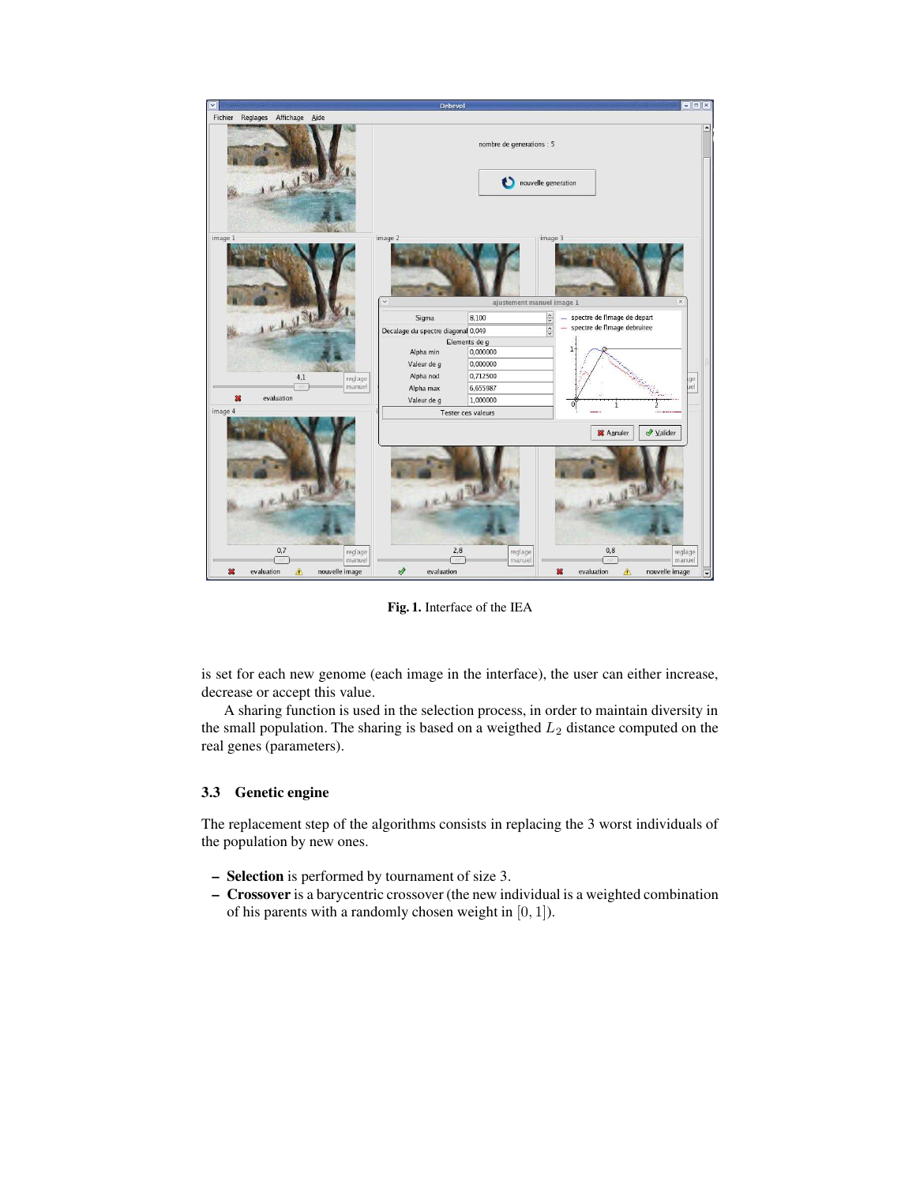Fig. 1. Interface of the IEA

is set for each new genome (each image in the interface), the user can either increase, decrease or accept this value.

A sharing function is used in the selection process, in order to maintain diversity in the small population. The sharing is based on a weigthed $L_2$ distance computed on the real genes (parameters).

### 3.3 Genetic engine

The replacement step of the algorithms consists in replacing the 3 worst individuals of the population by new ones.

- **Selection** is performed by tournament of size 3.
- **Crossover** is a barycentric crossover (the new individual is a weighted combination of his parents with a randomly chosen weight in $[0, 1]$).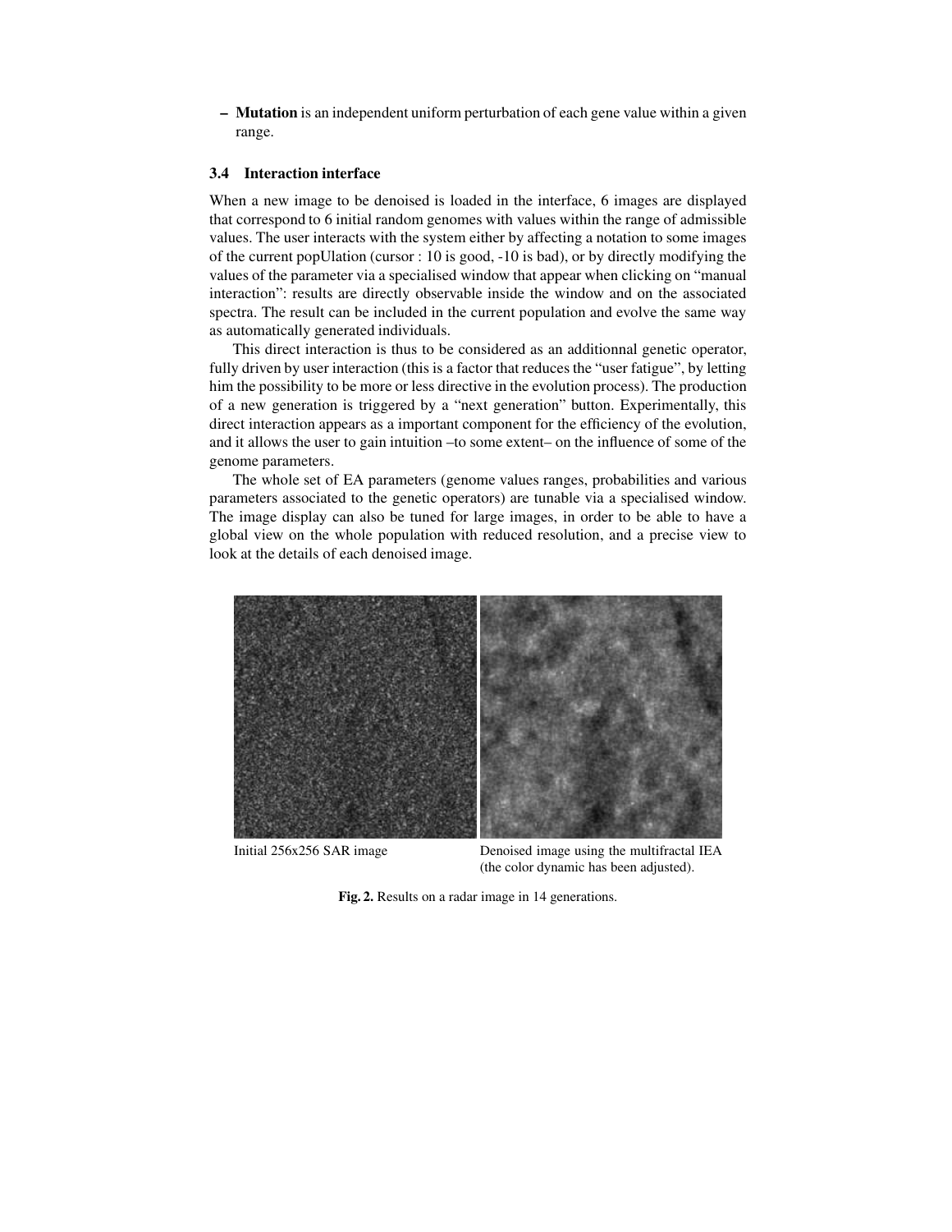– **Mutation** is an independent uniform perturbation of each gene value within a given range.

### 3.4 Interaction interface

When a new image to be denoised is loaded in the interface, 6 images are displayed that correspond to 6 initial random genomes with values within the range of admissible values. The user interacts with the system either by affecting a notation to some images of the current popUlation (cursor : 10 is good, -10 is bad), or by directly modifying the values of the parameter via a specialised window that appear when clicking on "manual interaction": results are directly observable inside the window and on the associated spectra. The result can be included in the current population and evolve the same way as automatically generated individuals.

This direct interaction is thus to be considered as an additionnal genetic operator, fully driven by user interaction (this is a factor that reduces the "user fatigue", by letting him the possibility to be more or less directive in the evolution process). The production of a new generation is triggered by a "next generation" button. Experimentally, this direct interaction appears as a important component for the efficiency of the evolution, and it allows the user to gain intuition –to some extent– on the influence of some of the genome parameters.

The whole set of EA parameters (genome values ranges, probabilities and various parameters associated to the genetic operators) are tunable via a specialised window. The image display can also be tuned for large images, in order to be able to have a global view on the whole population with reduced resolution, and a precise view to look at the details of each denoised image.

Initial 256x256 SAR image

Denoised image using the multifractal IEA (the color dynamic has been adjusted).

**Fig. 2.** Results on a radar image in 14 generations.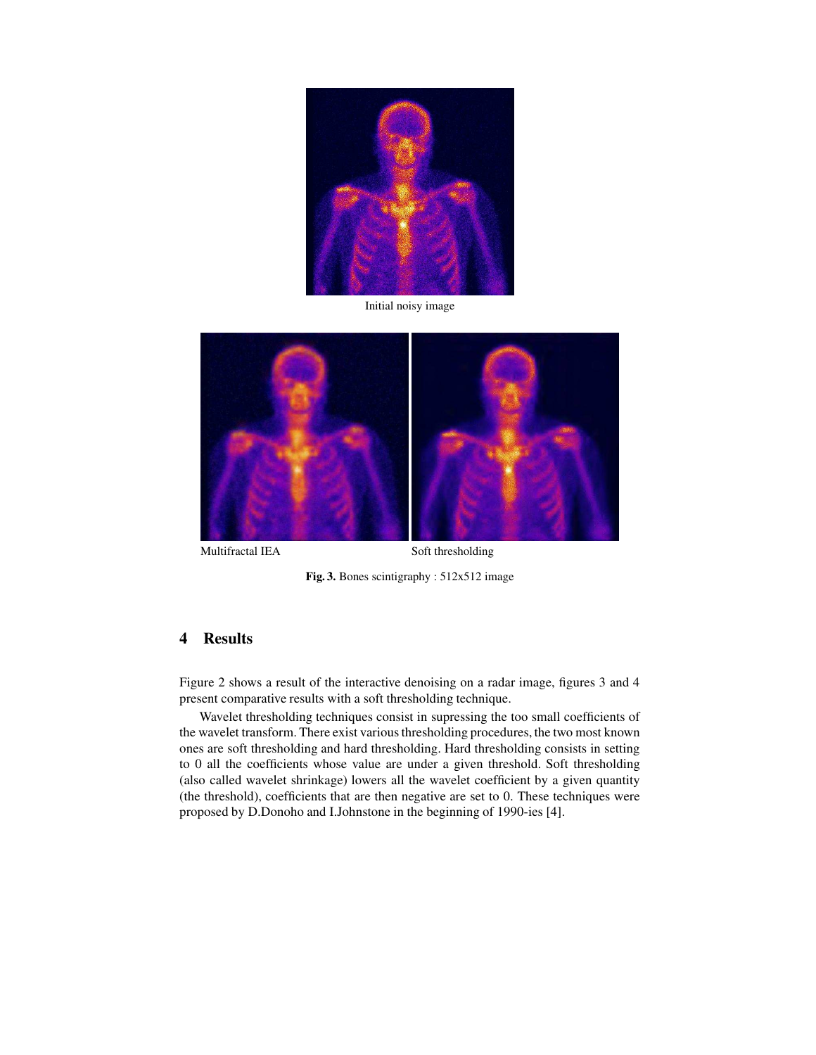Initial noisy image

Multifractal IEA

Soft thresholding

**Fig. 3.** Bones scintigraphy : 512x512 image

## 4 Results

Figure 2 shows a result of the interactive denoising on a radar image, figures 3 and 4 present comparative results with a soft thresholding technique.

Wavelet thresholding techniques consist in supressing the too small coefficients of the wavelet transform. There exist various thresholding procedures, the two most known ones are soft thresholding and hard thresholding. Hard thresholding consists in setting to 0 all the coefficients whose value are under a given threshold. Soft thresholding (also called wavelet shrinkage) lowers all the wavelet coefficient by a given quantity (the threshold), coefficients that are then negative are set to 0. These techniques were proposed by D.Donoho and I.Johnstone in the beginning of 1990-ies [4].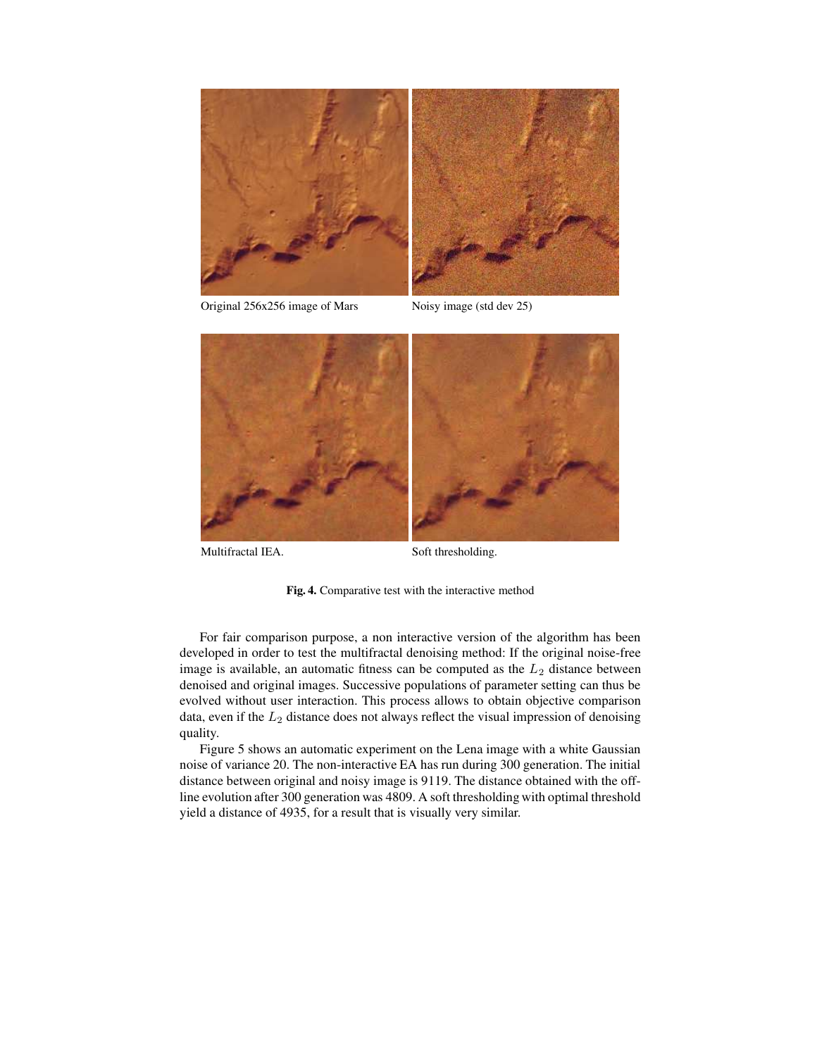Original 256x256 image of Mars

Noisy image (std dev 25)

Multifractal IEA.

Soft thresholding.

**Fig. 4.** Comparative test with the interactive method

For fair comparison purpose, a non interactive version of the algorithm has been developed in order to test the multifractal denoising method: If the original noise-free image is available, an automatic fitness can be computed as the $L_2$ distance between denoised and original images. Successive populations of parameter setting can thus be evolved without user interaction. This process allows to obtain objective comparison data, even if the $L_2$ distance does not always reflect the visual impression of denoising quality.

Figure 5 shows an automatic experiment on the Lena image with a white Gaussian noise of variance 20. The non-interactive EA has run during 300 generation. The initial distance between original and noisy image is 9119. The distance obtained with the off-line evolution after 300 generation was 4809. A soft thresholding with optimal threshold yield a distance of 4935, for a result that is visually very similar.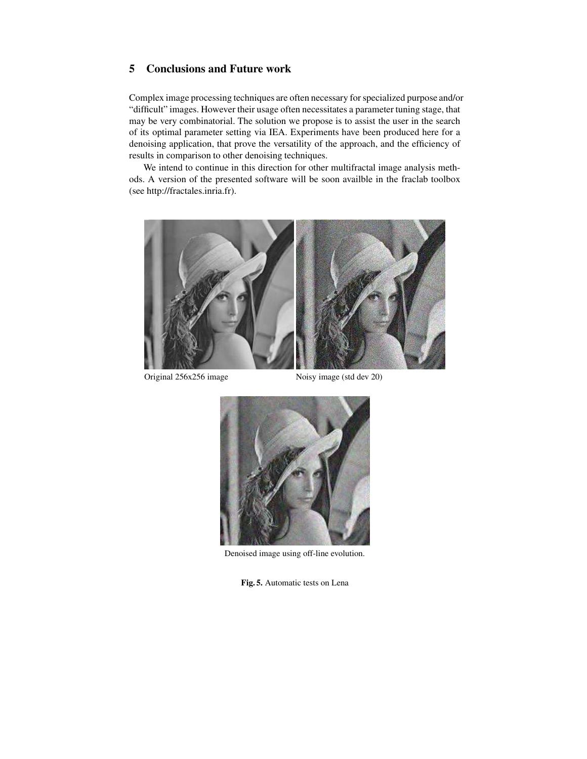## 5 Conclusions and Future work

Complex image processing techniques are often necessary for specialized purpose and/or "difficult" images. However their usage often necessitates a parameter tuning stage, that may be very combinatorial. The solution we propose is to assist the user in the search of its optimal parameter setting via IEA. Experiments have been produced here for a denoising application, that prove the versatility of the approach, and the efficiency of results in comparison to other denoising techniques.

We intend to continue in this direction for other multifractal image analysis methods. A version of the presented software will be soon availble in the fraclab toolbox (see http://fractales.inria.fr).

Original 256x256 image

Noisy image (std dev 20)

Denoised image using off-line evolution.

**Fig. 5.** Automatic tests on Lena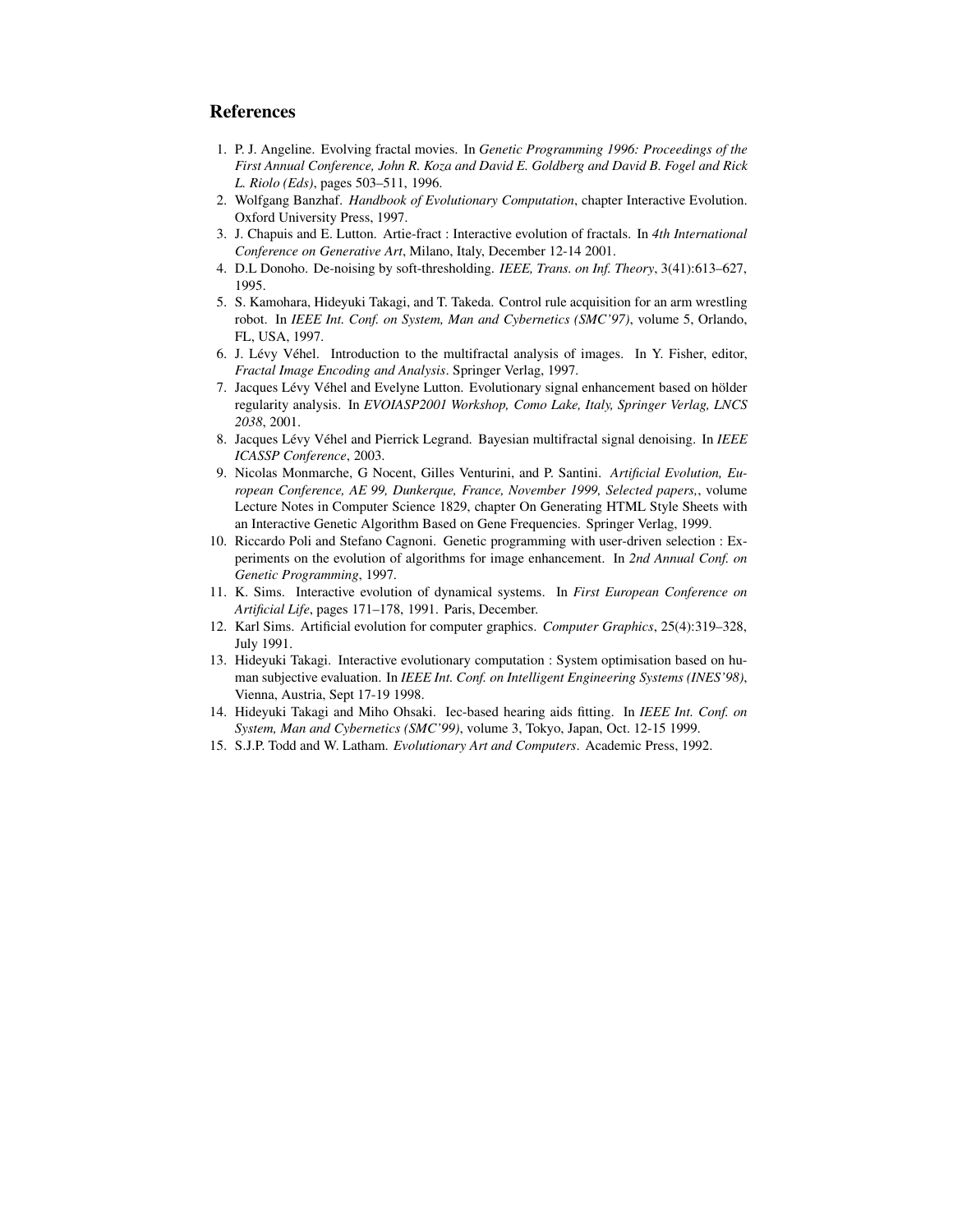## References

1. P. J. Angeline. Evolving fractal movies. In *Genetic Programming 1996: Proceedings of the First Annual Conference, John R. Koza and David E. Goldberg and David B. Fogel and Rick L. Riolo (Eds)*, pages 503–511, 1996.
2. Wolfgang Banzhaf. *Handbook of Evolutionary Computation*, chapter Interactive Evolution. Oxford University Press, 1997.
3. J. Chapuis and E. Lutton. Artie-fract : Interactive evolution of fractals. In *4th International Conference on Generative Art*, Milano, Italy, December 12-14 2001.
4. D.L Donoho. De-noising by soft-thresholding. *IEEE, Trans. on Inf. Theory*, 3(41):613–627, 1995.
5. S. Kamohara, Hideyuki Takagi, and T. Takeda. Control rule acquisition for an arm wrestling robot. In *IEEE Int. Conf. on System, Man and Cybernetics (SMC'97)*, volume 5, Orlando, FL, USA, 1997.
6. J. Lévy Véhel. Introduction to the multifractal analysis of images. In Y. Fisher, editor, *Fractal Image Encoding and Analysis*. Springer Verlag, 1997.
7. Jacques Lévy Véhel and Evelyne Lutton. Evolutionary signal enhancement based on hölder regularity analysis. In *EVOIASP2001 Workshop, Como Lake, Italy, Springer Verlag, LNCS 2038*, 2001.
8. Jacques Lévy Véhel and Pierrick Legrand. Bayesian multifractal signal denoising. In *IEEE ICASSP Conference*, 2003.
9. Nicolas Monmarche, G Nocent, Gilles Venturini, and P. Santini. *Artificial Evolution, European Conference, AE 99, Dunkerque, France, November 1999, Selected papers,*, volume Lecture Notes in Computer Science 1829, chapter On Generating HTML Style Sheets with an Interactive Genetic Algorithm Based on Gene Frequencies. Springer Verlag, 1999.
10. Riccardo Poli and Stefano Cagnoni. Genetic programming with user-driven selection : Experiments on the evolution of algorithms for image enhancement. In *2nd Annual Conf. on Genetic Programming*, 1997.
11. K. Sims. Interactive evolution of dynamical systems. In *First European Conference on Artificial Life*, pages 171–178, 1991. Paris, December.
12. Karl Sims. Artificial evolution for computer graphics. *Computer Graphics*, 25(4):319–328, July 1991.
13. Hideyuki Takagi. Interactive evolutionary computation : System optimisation based on human subjective evaluation. In *IEEE Int. Conf. on Intelligent Engineering Systems (INES'98)*, Vienna, Austria, Sept 17-19 1998.
14. Hideyuki Takagi and Miho Ohsaki. Iec-based hearing aids fitting. In *IEEE Int. Conf. on System, Man and Cybernetics (SMC'99)*, volume 3, Tokyo, Japan, Oct. 12-15 1999.
15. S.J.P. Todd and W. Latham. *Evolutionary Art and Computers*. Academic Press, 1992.